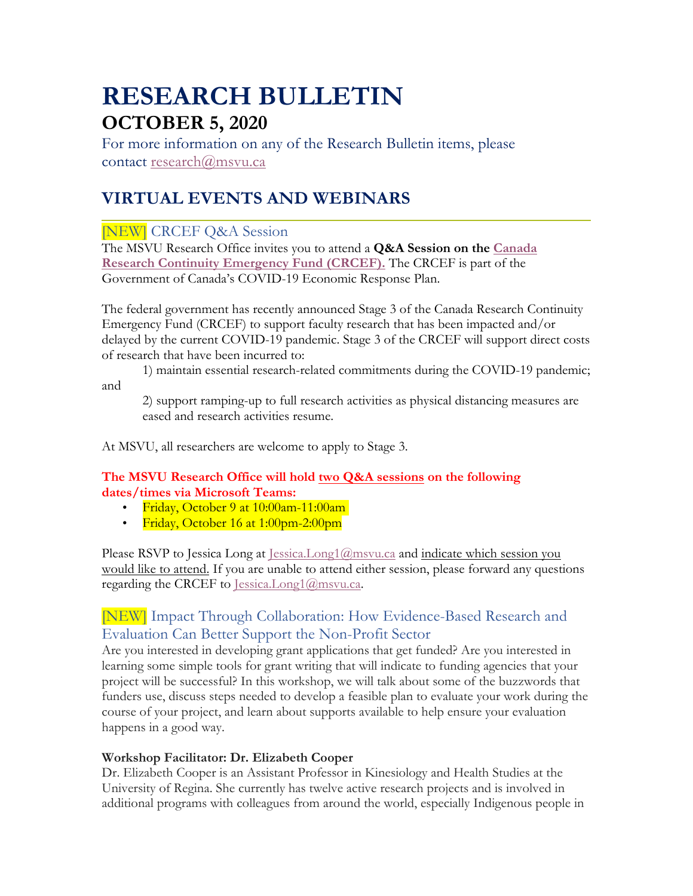# RESEARCH BULLETIN

## OCTOBER 5, 2020

For more information on any of the Research Bulletin items, please contact research@msvu.ca

## VIRTUAL EVENTS AND WEBINARS

### [NEW] CRCEF Q&A Session

The MSVU Research Office invites you to attend a **Q&A Session on the Canada Research Continuity Emergency Fund (CRCEF).** The CRCEF is part of the Government of Canada's COVID-19 Economic Response Plan.

The federal government has recently announced Stage 3 of the Canada Research Continuity Emergency Fund (CRCEF) to support faculty research that has been impacted and/or delayed by the current COVID-19 pandemic. Stage 3 of the CRCEF will support direct costs of research that have been incurred to:

1) maintain essential research-related commitments during the COVID-19 pandemic; and

2) support ramping-up to full research activities as physical distancing measures are eased and research activities resume.

At MSVU, all researchers are welcome to apply to Stage 3.

**The MSVU Research Office will hold two Q&A sessions on the following dates/times via Microsoft Teams:**

- Friday, October 9 at 10:00am-11:00am
- Friday, October 16 at 1:00pm-2:00pm

Please RSVP to Jessica Long at Jessica.Long1@msvu.ca and indicate which session you would like to attend. If you are unable to attend either session, please forward any questions regarding the CRCEF to Jessica.Long1@msvu.ca.

### [NEW] Impact Through Collaboration: How Evidence-Based Research and Evaluation Can Better Support the Non-Profit Sector

Are you interested in developing grant applications that get funded? Are you interested in learning some simple tools for grant writing that will indicate to funding agencies that your project will be successful? In this workshop, we will talk about some of the buzzwords that funders use, discuss steps needed to develop a feasible plan to evaluate your work during the course of your project, and learn about supports available to help ensure your evaluation happens in a good way.

**Workshop Facilitator: Dr. Elizabeth Cooper**

Dr. Elizabeth Cooper is an Assistant Professor in Kinesiology and Health Studies at the University of Regina. She currently has twelve active research projects and is involved in additional programs with colleagues from around the world, especially Indigenous people in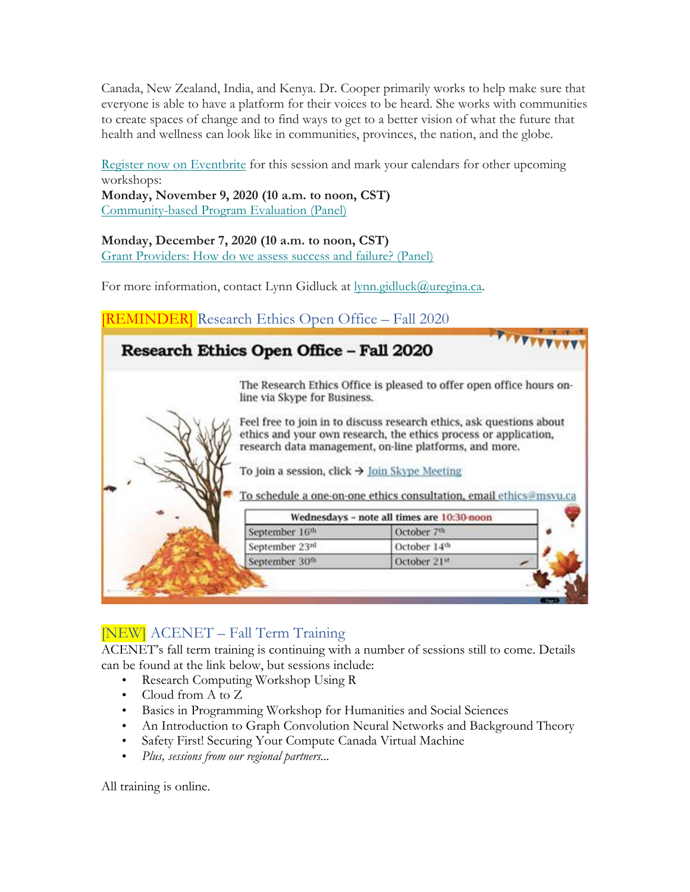Canada, New Zealand, India, and Kenya. Dr. Cooper primarily works to help make sure that everyone is able to have a platform for their voices to be heard. She works with communities to create spaces of change and to find ways to get to a better vision of what the future that health and wellness can look like in communities, provinces, the nation, and the globe.

Register now on Eventbrite for this session and mark your calendars for other upcoming workshops:
**Monday, November 9, 2020 (10 a.m. to noon, CST)**
Community-based Program Evaluation (Panel)

**Monday, December 7, 2020 (10 a.m. to noon, CST)**
Grant Providers: How do we assess success and failure? (Panel)

For more information, contact Lynn Gidluck at lynn.gidluck@uregina.ca.

## [REMINDER] Research Ethics Open Office – Fall 2020

**Research Ethics Open Office – Fall 2020**

The Research Ethics Office is pleased to offer open office hours on-line via Skype for Business.

Feel free to join in to discuss research ethics, ask questions about ethics and your own research, the ethics process or application, research data management, on-line platforms, and more.

To join a session, click → Join Skype Meeting

To schedule a one-on-one ethics consultation, email ethics@msvu.ca

| Wednesdays – note all times are 10:30-noon | |
|---|---|
| September 16th | October 7th |
| September 23rd | October 14th |
| September 30th | October 21st |

## [NEW] ACENET – Fall Term Training

ACENET's fall term training is continuing with a number of sessions still to come. Details can be found at the link below, but sessions include:

- Research Computing Workshop Using R
- Cloud from A to Z
- Basics in Programming Workshop for Humanities and Social Sciences
- An Introduction to Graph Convolution Neural Networks and Background Theory
- Safety First! Securing Your Compute Canada Virtual Machine
- *Plus, sessions from our regional partners...*

All training is online.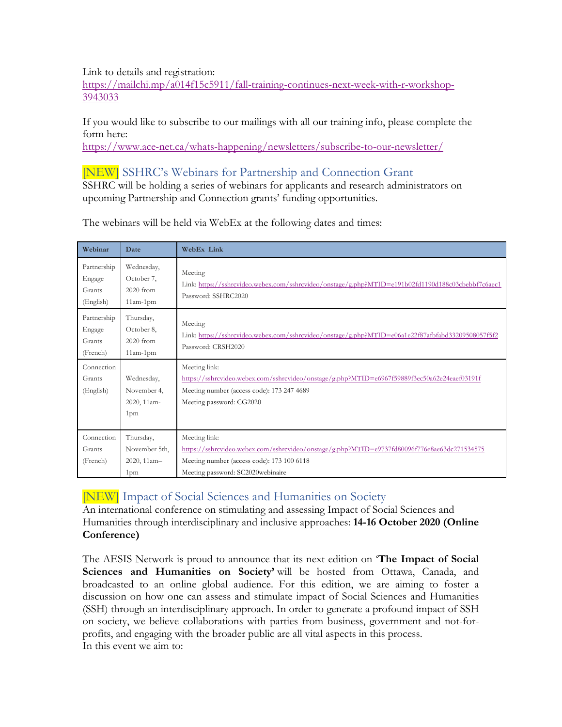Link to details and registration:
https://mailchi.mp/a014f15c5911/fall-training-continues-next-week-with-r-workshop-3943033

If you would like to subscribe to our mailings with all our training info, please complete the form here:
https://www.ace-net.ca/whats-happening/newsletters/subscribe-to-our-newsletter/

## [NEW] SSHRC's Webinars for Partnership and Connection Grant

SSHRC will be holding a series of webinars for applicants and research administrators on upcoming Partnership and Connection grants' funding opportunities.

The webinars will be held via WebEx at the following dates and times:

| Webinar | Date | WebEx Link |
|---|---|---|
| Partnership Engage Grants (English) | Wednesday, October 7, 2020 from 11am-1pm | Meeting<br>Link: https://sshrcvideo.webex.com/sshrcvideo/onstage/g.php?MTID=e191b02fd1190d188c03cbebbf7c6aec1<br>Password: SSHRC2020 |
| Partnership Engage Grants (French) | Thursday, October 8, 2020 from 11am-1pm | Meeting<br>Link: https://sshrcvideo.webex.com/sshrcvideo/onstage/g.php?MTID=e06a1e22f87afbfabd33209508057f5f2<br>Password: CRSH2020 |
| Connection Grants (English) | Wednesday, November 4, 2020, 11am-1pm | Meeting link:<br>https://sshrcvideo.webex.com/sshrcvideo/onstage/g.php?MTID=e6967f59889f3ec50a62e24eaef03191f<br>Meeting number (access code): 173 247 4689<br>Meeting password: CG2020 |
| Connection Grants (French) | Thursday, November 5th, 2020, 11am–1pm | Meeting link:<br>https://sshrcvideo.webex.com/sshrcvideo/onstage/g.php?MTID=e9737fd80096f776e8ae63dc271534575<br>Meeting number (access code): 173 100 6118<br>Meeting password: SC2020webinaire |

## [NEW] Impact of Social Sciences and Humanities on Society

An international conference on stimulating and assessing Impact of Social Sciences and Humanities through interdisciplinary and inclusive approaches: **14-16 October 2020 (Online Conference)**

The AESIS Network is proud to announce that its next edition on '**The Impact of Social Sciences and Humanities on Society'** will be hosted from Ottawa, Canada, and broadcasted to an online global audience. For this edition, we are aiming to foster a discussion on how one can assess and stimulate impact of Social Sciences and Humanities (SSH) through an interdisciplinary approach. In order to generate a profound impact of SSH on society, we believe collaborations with parties from business, government and not-for-profits, and engaging with the broader public are all vital aspects in this process.
In this event we aim to: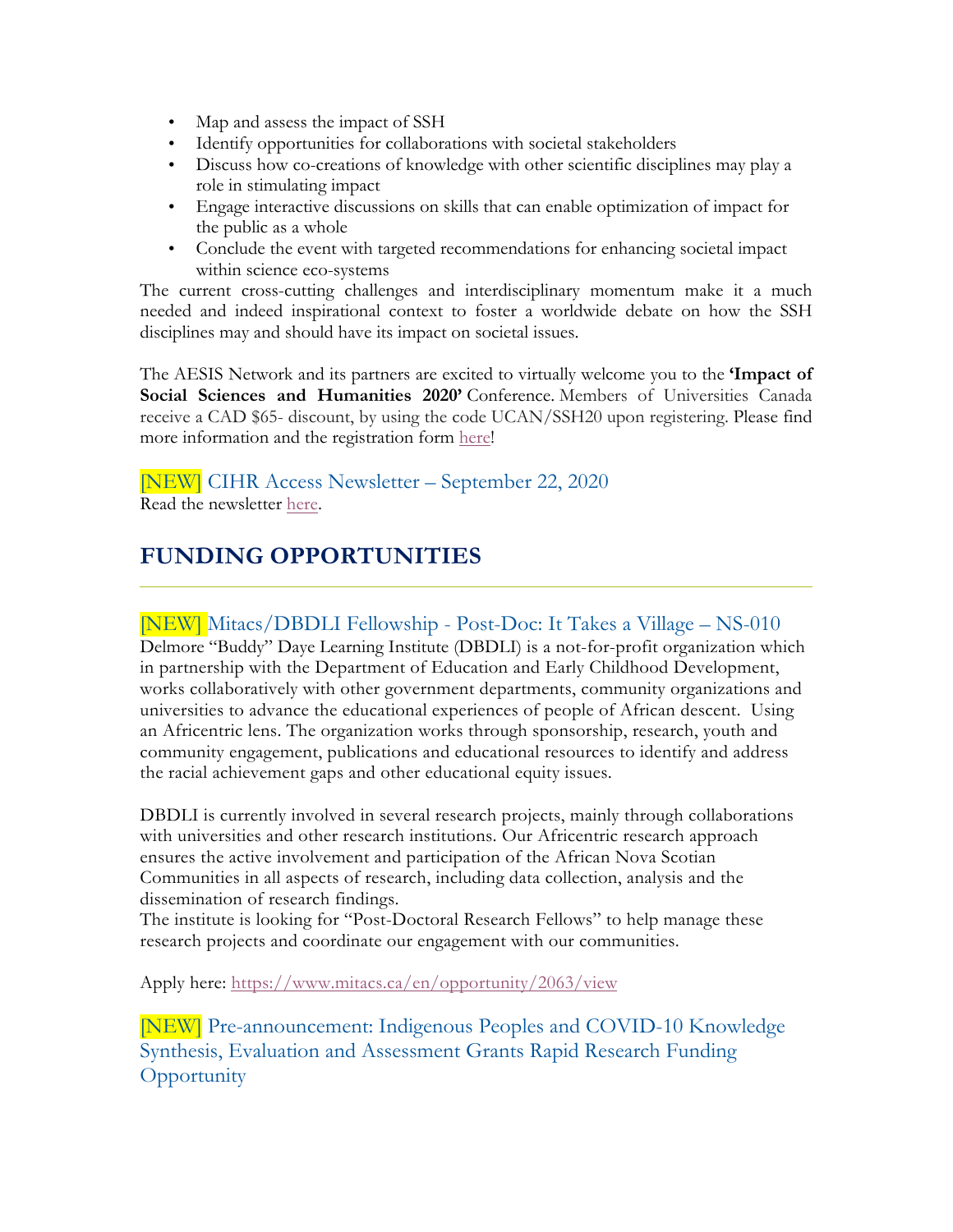- Map and assess the impact of SSH
- Identify opportunities for collaborations with societal stakeholders
- Discuss how co-creations of knowledge with other scientific disciplines may play a role in stimulating impact
- Engage interactive discussions on skills that can enable optimization of impact for the public as a whole
- Conclude the event with targeted recommendations for enhancing societal impact within science eco-systems

The current cross-cutting challenges and interdisciplinary momentum make it a much needed and indeed inspirational context to foster a worldwide debate on how the SSH disciplines may and should have its impact on societal issues.

The AESIS Network and its partners are excited to virtually welcome you to the **'Impact of Social Sciences and Humanities 2020'** Conference. Members of Universities Canada receive a CAD $65- discount, by using the code UCAN/SSH20 upon registering. Please find more information and the registration form here!

### [NEW] CIHR Access Newsletter – September 22, 2020

Read the newsletter here.

## FUNDING OPPORTUNITIES

### [NEW] Mitacs/DBDLI Fellowship - Post-Doc: It Takes a Village – NS-010

Delmore "Buddy" Daye Learning Institute (DBDLI) is a not-for-profit organization which in partnership with the Department of Education and Early Childhood Development, works collaboratively with other government departments, community organizations and universities to advance the educational experiences of people of African descent. Using an Africentric lens. The organization works through sponsorship, research, youth and community engagement, publications and educational resources to identify and address the racial achievement gaps and other educational equity issues.

DBDLI is currently involved in several research projects, mainly through collaborations with universities and other research institutions. Our Africentric research approach ensures the active involvement and participation of the African Nova Scotian Communities in all aspects of research, including data collection, analysis and the dissemination of research findings.
The institute is looking for "Post-Doctoral Research Fellows" to help manage these research projects and coordinate our engagement with our communities.

Apply here: https://www.mitacs.ca/en/opportunity/2063/view

### [NEW] Pre-announcement: Indigenous Peoples and COVID-10 Knowledge Synthesis, Evaluation and Assessment Grants Rapid Research Funding Opportunity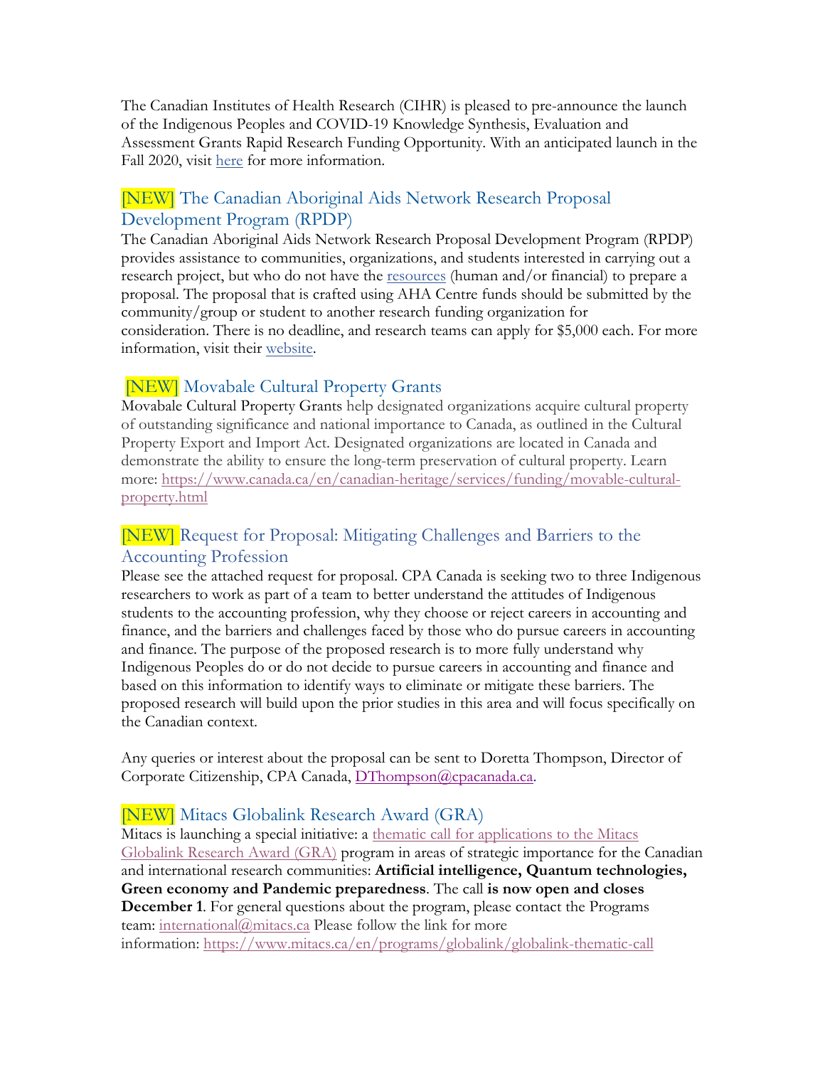The Canadian Institutes of Health Research (CIHR) is pleased to pre-announce the launch of the Indigenous Peoples and COVID-19 Knowledge Synthesis, Evaluation and Assessment Grants Rapid Research Funding Opportunity. With an anticipated launch in the Fall 2020, visit here for more information.

## [NEW] The Canadian Aboriginal Aids Network Research Proposal Development Program (RPDP)

The Canadian Aboriginal Aids Network Research Proposal Development Program (RPDP) provides assistance to communities, organizations, and students interested in carrying out a research project, but who do not have the resources (human and/or financial) to prepare a proposal. The proposal that is crafted using AHA Centre funds should be submitted by the community/group or student to another research funding organization for consideration. There is no deadline, and research teams can apply for $5,000 each. For more information, visit their website.

## [NEW] Movabale Cultural Property Grants

Movabale Cultural Property Grants help designated organizations acquire cultural property of outstanding significance and national importance to Canada, as outlined in the Cultural Property Export and Import Act. Designated organizations are located in Canada and demonstrate the ability to ensure the long-term preservation of cultural property. Learn more: https://www.canada.ca/en/canadian-heritage/services/funding/movable-cultural-property.html

## [NEW] Request for Proposal: Mitigating Challenges and Barriers to the Accounting Profession

Please see the attached request for proposal. CPA Canada is seeking two to three Indigenous researchers to work as part of a team to better understand the attitudes of Indigenous students to the accounting profession, why they choose or reject careers in accounting and finance, and the barriers and challenges faced by those who do pursue careers in accounting and finance. The purpose of the proposed research is to more fully understand why Indigenous Peoples do or do not decide to pursue careers in accounting and finance and based on this information to identify ways to eliminate or mitigate these barriers. The proposed research will build upon the prior studies in this area and will focus specifically on the Canadian context.

Any queries or interest about the proposal can be sent to Doretta Thompson, Director of Corporate Citizenship, CPA Canada, DThompson@cpacanada.ca.

## [NEW] Mitacs Globalink Research Award (GRA)

Mitacs is launching a special initiative: a thematic call for applications to the Mitacs Globalink Research Award (GRA) program in areas of strategic importance for the Canadian and international research communities: **Artificial intelligence, Quantum technologies, Green economy and Pandemic preparedness**. The call **is now open and closes December 1**. For general questions about the program, please contact the Programs team: international@mitacs.ca Please follow the link for more information: https://www.mitacs.ca/en/programs/globalink/globalink-thematic-call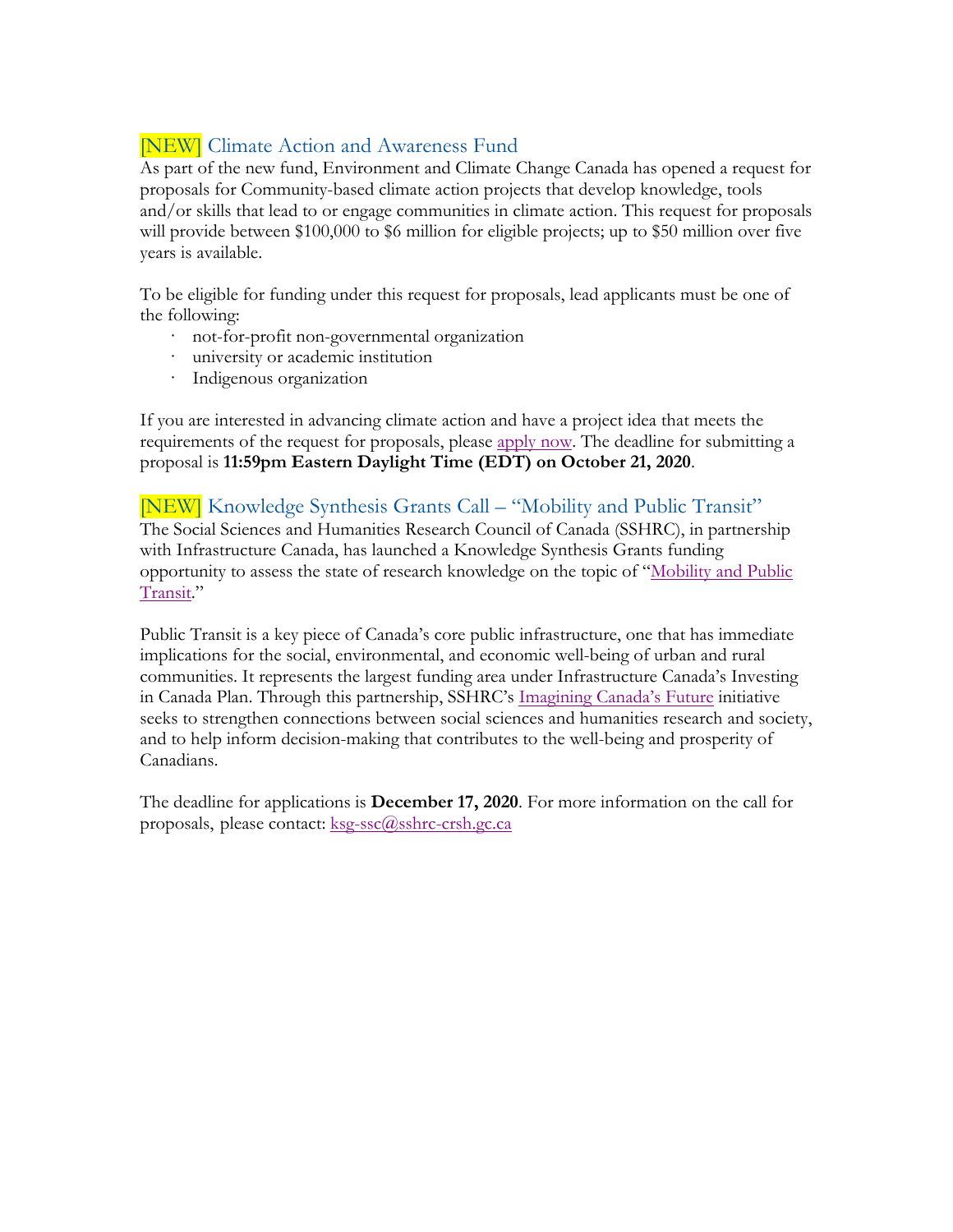## [NEW] Climate Action and Awareness Fund

As part of the new fund, Environment and Climate Change Canada has opened a request for proposals for Community-based climate action projects that develop knowledge, tools and/or skills that lead to or engage communities in climate action. This request for proposals will provide between $100,000 to $6 million for eligible projects; up to $50 million over five years is available.

To be eligible for funding under this request for proposals, lead applicants must be one of the following:

- not-for-profit non-governmental organization
- university or academic institution
- Indigenous organization

If you are interested in advancing climate action and have a project idea that meets the requirements of the request for proposals, please apply now. The deadline for submitting a proposal is **11:59pm Eastern Daylight Time (EDT) on October 21, 2020**.

## [NEW] Knowledge Synthesis Grants Call – "Mobility and Public Transit"

The Social Sciences and Humanities Research Council of Canada (SSHRC), in partnership with Infrastructure Canada, has launched a Knowledge Synthesis Grants funding opportunity to assess the state of research knowledge on the topic of "Mobility and Public Transit."

Public Transit is a key piece of Canada's core public infrastructure, one that has immediate implications for the social, environmental, and economic well-being of urban and rural communities. It represents the largest funding area under Infrastructure Canada's Investing in Canada Plan. Through this partnership, SSHRC's Imagining Canada's Future initiative seeks to strengthen connections between social sciences and humanities research and society, and to help inform decision-making that contributes to the well-being and prosperity of Canadians.

The deadline for applications is **December 17, 2020**. For more information on the call for proposals, please contact: ksg-ssc@sshrc-crsh.gc.ca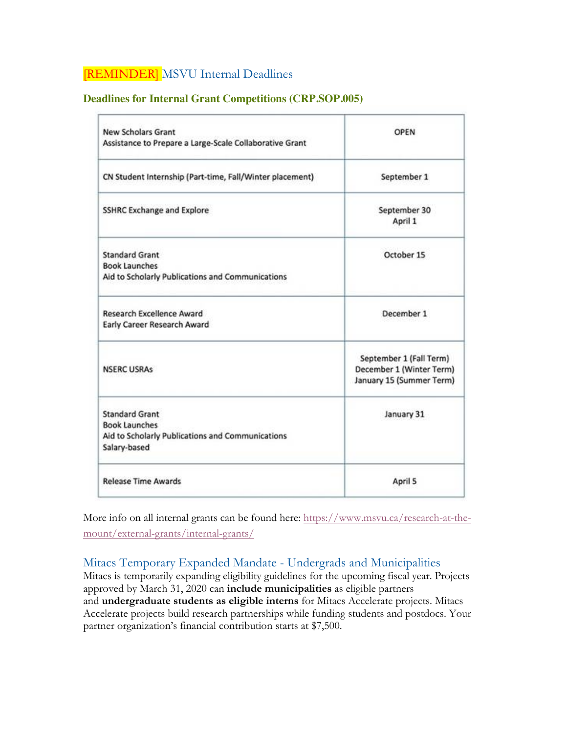## [REMINDER] MSVU Internal Deadlines

### Deadlines for Internal Grant Competitions (CRP.SOP.005)

| | |
|---|---|
| New Scholars Grant<br>Assistance to Prepare a Large-Scale Collaborative Grant | OPEN |
| CN Student Internship (Part-time, Fall/Winter placement) | September 1 |
| SSHRC Exchange and Explore | September 30<br>April 1 |
| Standard Grant<br>Book Launches<br>Aid to Scholarly Publications and Communications | October 15 |
| Research Excellence Award<br>Early Career Research Award | December 1 |
| NSERC USRAs | September 1 (Fall Term)<br>December 1 (Winter Term)<br>January 15 (Summer Term) |
| Standard Grant<br>Book Launches<br>Aid to Scholarly Publications and Communications<br>Salary-based | January 31 |
| Release Time Awards | April 5 |

More info on all internal grants can be found here: https://www.msvu.ca/research-at-the-mount/external-grants/internal-grants/

## Mitacs Temporary Expanded Mandate - Undergrads and Municipalities

Mitacs is temporarily expanding eligibility guidelines for the upcoming fiscal year. Projects approved by March 31, 2020 can **include municipalities** as eligible partners and **undergraduate students as eligible interns** for Mitacs Accelerate projects. Mitacs Accelerate projects build research partnerships while funding students and postdocs. Your partner organization's financial contribution starts at $7,500.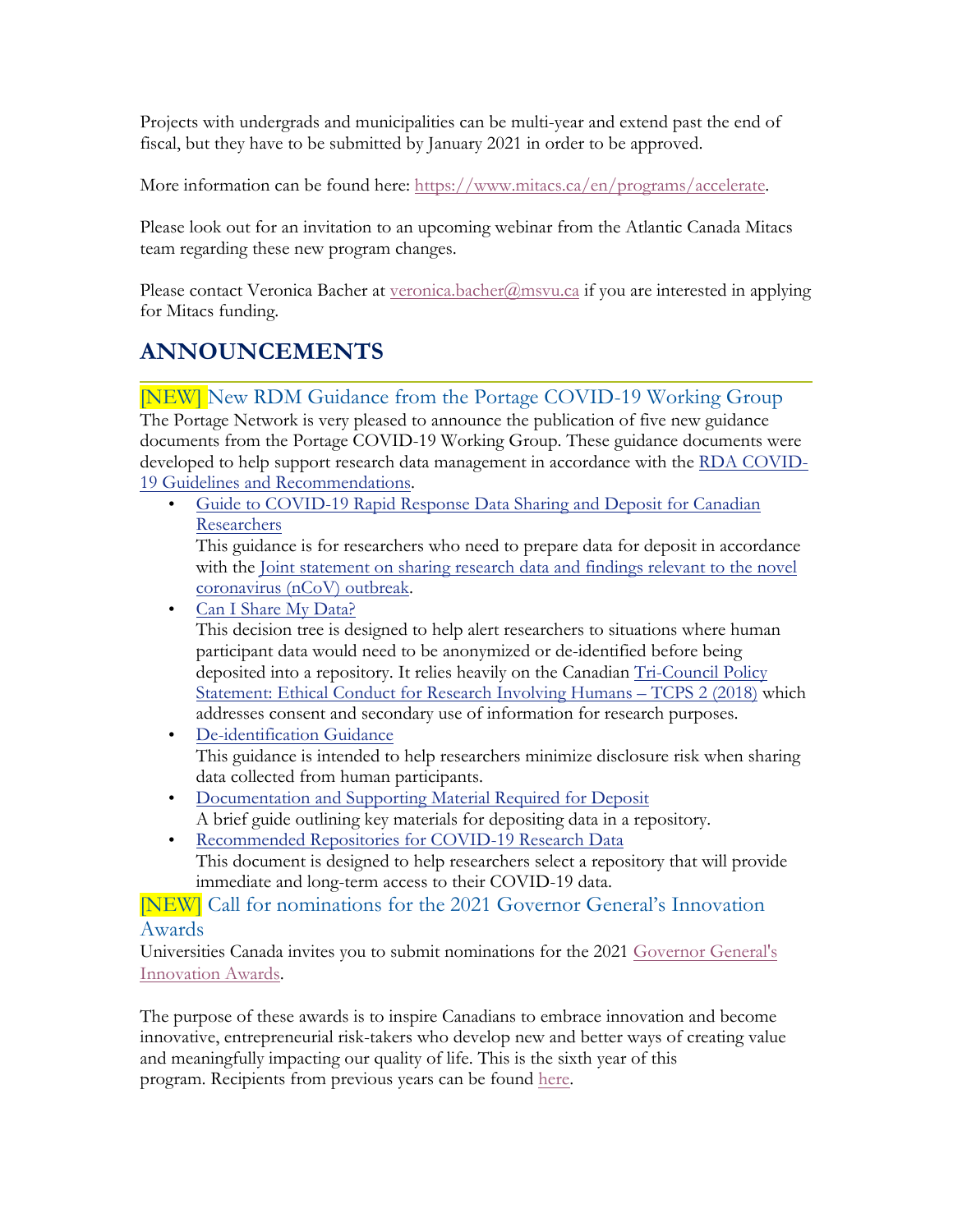Projects with undergrads and municipalities can be multi-year and extend past the end of fiscal, but they have to be submitted by January 2021 in order to be approved.

More information can be found here: https://www.mitacs.ca/en/programs/accelerate.

Please look out for an invitation to an upcoming webinar from the Atlantic Canada Mitacs team regarding these new program changes.

Please contact Veronica Bacher at veronica.bacher@msvu.ca if you are interested in applying for Mitacs funding.

## ANNOUNCEMENTS

### [NEW] New RDM Guidance from the Portage COVID-19 Working Group

The Portage Network is very pleased to announce the publication of five new guidance documents from the Portage COVID-19 Working Group. These guidance documents were developed to help support research data management in accordance with the RDA COVID-19 Guidelines and Recommendations.

- Guide to COVID-19 Rapid Response Data Sharing and Deposit for Canadian Researchers
  This guidance is for researchers who need to prepare data for deposit in accordance with the Joint statement on sharing research data and findings relevant to the novel coronavirus (nCoV) outbreak.
- Can I Share My Data?
  This decision tree is designed to help alert researchers to situations where human participant data would need to be anonymized or de-identified before being deposited into a repository. It relies heavily on the Canadian Tri-Council Policy Statement: Ethical Conduct for Research Involving Humans – TCPS 2 (2018) which addresses consent and secondary use of information for research purposes.
- De-identification Guidance
  This guidance is intended to help researchers minimize disclosure risk when sharing data collected from human participants.
- Documentation and Supporting Material Required for Deposit
  A brief guide outlining key materials for depositing data in a repository.
- Recommended Repositories for COVID-19 Research Data
  This document is designed to help researchers select a repository that will provide immediate and long-term access to their COVID-19 data.

### [NEW] Call for nominations for the 2021 Governor General's Innovation Awards

Universities Canada invites you to submit nominations for the 2021 Governor General's Innovation Awards.

The purpose of these awards is to inspire Canadians to embrace innovation and become innovative, entrepreneurial risk-takers who develop new and better ways of creating value and meaningfully impacting our quality of life. This is the sixth year of this program. Recipients from previous years can be found here.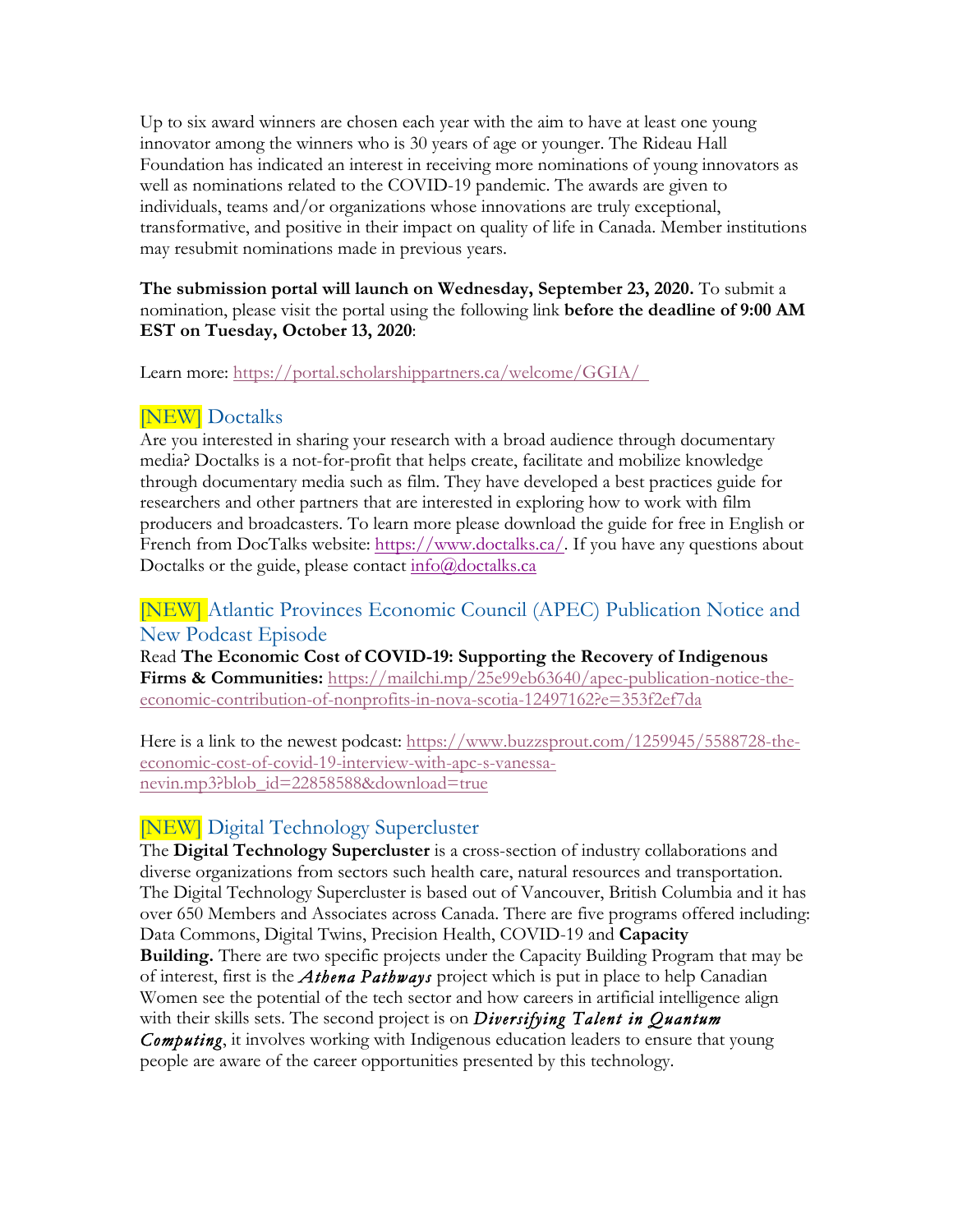Up to six award winners are chosen each year with the aim to have at least one young innovator among the winners who is 30 years of age or younger. The Rideau Hall Foundation has indicated an interest in receiving more nominations of young innovators as well as nominations related to the COVID-19 pandemic. The awards are given to individuals, teams and/or organizations whose innovations are truly exceptional, transformative, and positive in their impact on quality of life in Canada. Member institutions may resubmit nominations made in previous years.

**The submission portal will launch on Wednesday, September 23, 2020.** To submit a nomination, please visit the portal using the following link **before the deadline of 9:00 AM EST on Tuesday, October 13, 2020**:

Learn more: https://portal.scholarshippartners.ca/welcome/GGIA/

## [NEW] Doctalks

Are you interested in sharing your research with a broad audience through documentary media? Doctalks is a not-for-profit that helps create, facilitate and mobilize knowledge through documentary media such as film. They have developed a best practices guide for researchers and other partners that are interested in exploring how to work with film producers and broadcasters. To learn more please download the guide for free in English or French from DocTalks website: https://www.doctalks.ca/. If you have any questions about Doctalks or the guide, please contact info@doctalks.ca

## [NEW] Atlantic Provinces Economic Council (APEC) Publication Notice and New Podcast Episode

Read **The Economic Cost of COVID-19: Supporting the Recovery of Indigenous Firms & Communities:** https://mailchi.mp/25e99eb63640/apec-publication-notice-the-economic-contribution-of-nonprofits-in-nova-scotia-12497162?e=353f2ef7da

Here is a link to the newest podcast: https://www.buzzsprout.com/1259945/5588728-the-economic-cost-of-covid-19-interview-with-apc-s-vanessa-nevin.mp3?blob_id=22858588&download=true

## [NEW] Digital Technology Supercluster

The **Digital Technology Supercluster** is a cross-section of industry collaborations and diverse organizations from sectors such health care, natural resources and transportation. The Digital Technology Supercluster is based out of Vancouver, British Columbia and it has over 650 Members and Associates across Canada. There are five programs offered including: Data Commons, Digital Twins, Precision Health, COVID-19 and **Capacity Building.** There are two specific projects under the Capacity Building Program that may be of interest, first is the ***Athena Pathways*** project which is put in place to help Canadian Women see the potential of the tech sector and how careers in artificial intelligence align with their skills sets. The second project is on ***Diversifying Talent in Quantum Computing***, it involves working with Indigenous education leaders to ensure that young people are aware of the career opportunities presented by this technology.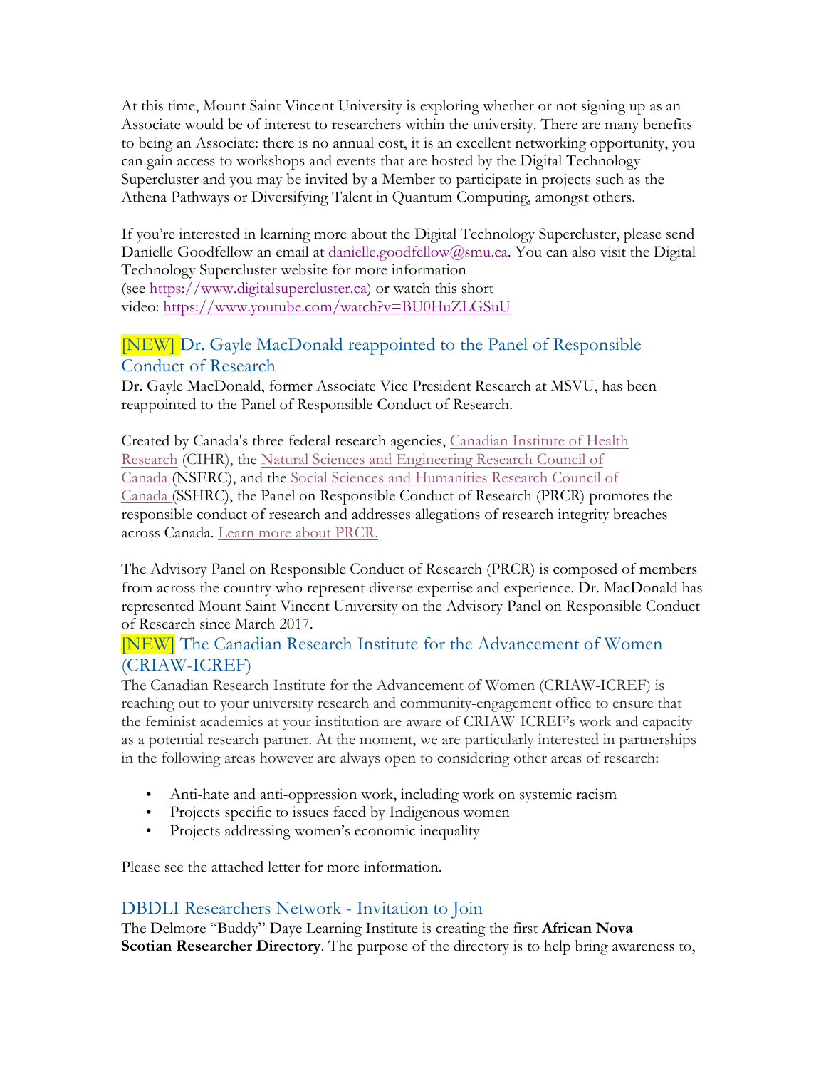At this time, Mount Saint Vincent University is exploring whether or not signing up as an Associate would be of interest to researchers within the university. There are many benefits to being an Associate: there is no annual cost, it is an excellent networking opportunity, you can gain access to workshops and events that are hosted by the Digital Technology Supercluster and you may be invited by a Member to participate in projects such as the Athena Pathways or Diversifying Talent in Quantum Computing, amongst others.

If you're interested in learning more about the Digital Technology Supercluster, please send Danielle Goodfellow an email at danielle.goodfellow@smu.ca. You can also visit the Digital Technology Supercluster website for more information (see https://www.digitalsupercluster.ca) or watch this short video: https://www.youtube.com/watch?v=BU0HuZLGSuU

## [NEW] Dr. Gayle MacDonald reappointed to the Panel of Responsible Conduct of Research

Dr. Gayle MacDonald, former Associate Vice President Research at MSVU, has been reappointed to the Panel of Responsible Conduct of Research.

Created by Canada's three federal research agencies, Canadian Institute of Health Research (CIHR), the Natural Sciences and Engineering Research Council of Canada (NSERC), and the Social Sciences and Humanities Research Council of Canada (SSHRC), the Panel on Responsible Conduct of Research (PRCR) promotes the responsible conduct of research and addresses allegations of research integrity breaches across Canada. Learn more about PRCR.

The Advisory Panel on Responsible Conduct of Research (PRCR) is composed of members from across the country who represent diverse expertise and experience. Dr. MacDonald has represented Mount Saint Vincent University on the Advisory Panel on Responsible Conduct of Research since March 2017.

## [NEW] The Canadian Research Institute for the Advancement of Women (CRIAW-ICREF)

The Canadian Research Institute for the Advancement of Women (CRIAW-ICREF) is reaching out to your university research and community-engagement office to ensure that the feminist academics at your institution are aware of CRIAW-ICREF's work and capacity as a potential research partner. At the moment, we are particularly interested in partnerships in the following areas however are always open to considering other areas of research:

- Anti-hate and anti-oppression work, including work on systemic racism
- Projects specific to issues faced by Indigenous women
- Projects addressing women's economic inequality

Please see the attached letter for more information.

## DBDLI Researchers Network - Invitation to Join

The Delmore "Buddy" Daye Learning Institute is creating the first **African Nova Scotian Researcher Directory**. The purpose of the directory is to help bring awareness to,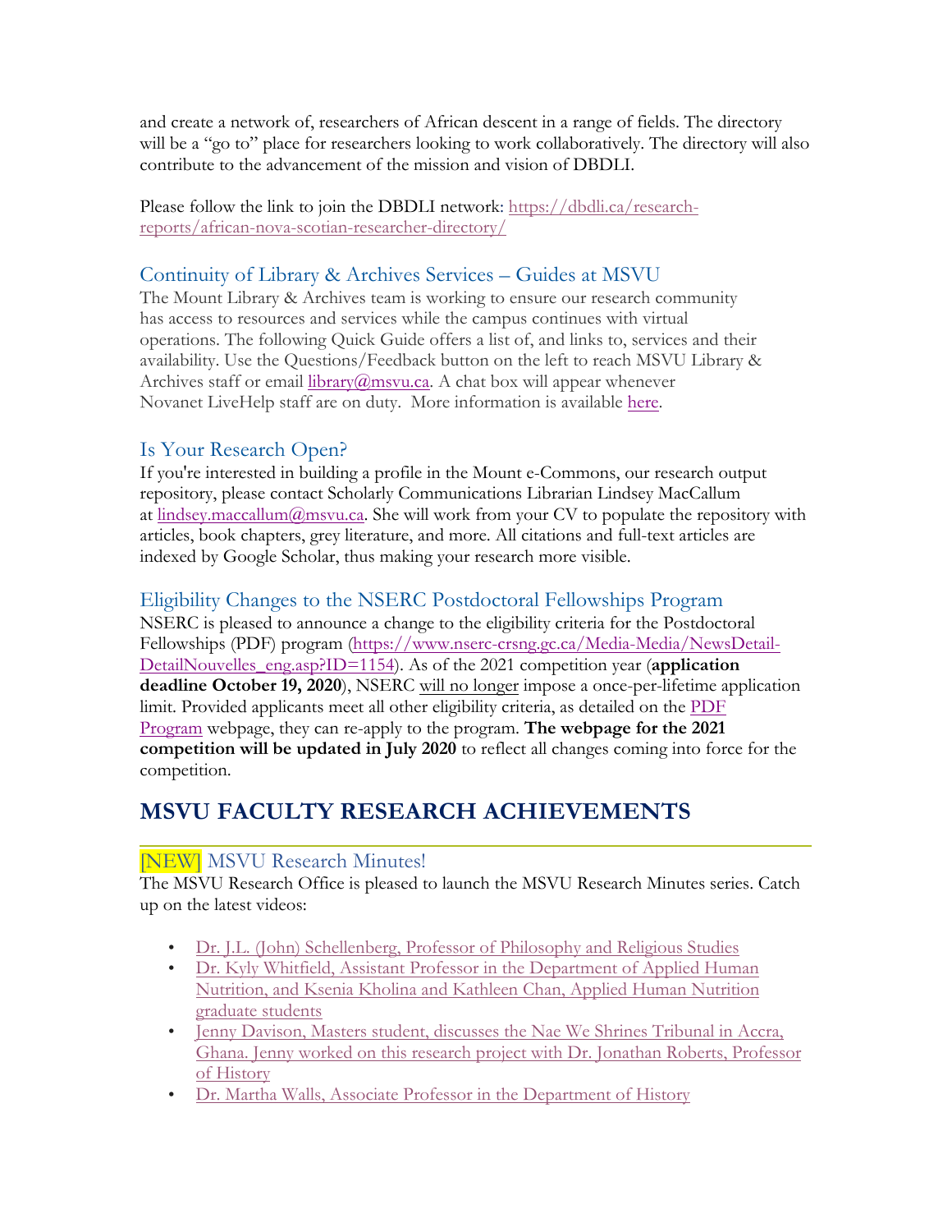and create a network of, researchers of African descent in a range of fields. The directory will be a "go to" place for researchers looking to work collaboratively. The directory will also contribute to the advancement of the mission and vision of DBDLI.

Please follow the link to join the DBDLI network: https://dbdli.ca/research-reports/african-nova-scotian-researcher-directory/

### Continuity of Library & Archives Services – Guides at MSVU

The Mount Library & Archives team is working to ensure our research community has access to resources and services while the campus continues with virtual operations. The following Quick Guide offers a list of, and links to, services and their availability. Use the Questions/Feedback button on the left to reach MSVU Library & Archives staff or email library@msvu.ca. A chat box will appear whenever Novanet LiveHelp staff are on duty. More information is available here.

### Is Your Research Open?

If you're interested in building a profile in the Mount e-Commons, our research output repository, please contact Scholarly Communications Librarian Lindsey MacCallum at lindsey.maccallum@msvu.ca. She will work from your CV to populate the repository with articles, book chapters, grey literature, and more. All citations and full-text articles are indexed by Google Scholar, thus making your research more visible.

### Eligibility Changes to the NSERC Postdoctoral Fellowships Program

NSERC is pleased to announce a change to the eligibility criteria for the Postdoctoral Fellowships (PDF) program (https://www.nserc-crsng.gc.ca/Media-Media/NewsDetail-DetailNouvelles_eng.asp?ID=1154). As of the 2021 competition year (**application deadline October 19, 2020**), NSERC will no longer impose a once-per-lifetime application limit. Provided applicants meet all other eligibility criteria, as detailed on the PDF Program webpage, they can re-apply to the program. **The webpage for the 2021 competition will be updated in July 2020** to reflect all changes coming into force for the competition.

## MSVU FACULTY RESEARCH ACHIEVEMENTS

### [NEW] MSVU Research Minutes!

The MSVU Research Office is pleased to launch the MSVU Research Minutes series. Catch up on the latest videos:

- Dr. J.L. (John) Schellenberg, Professor of Philosophy and Religious Studies
- Dr. Kyly Whitfield, Assistant Professor in the Department of Applied Human Nutrition, and Ksenia Kholina and Kathleen Chan, Applied Human Nutrition graduate students
- Jenny Davison, Masters student, discusses the Nae We Shrines Tribunal in Accra, Ghana. Jenny worked on this research project with Dr. Jonathan Roberts, Professor of History
- Dr. Martha Walls, Associate Professor in the Department of History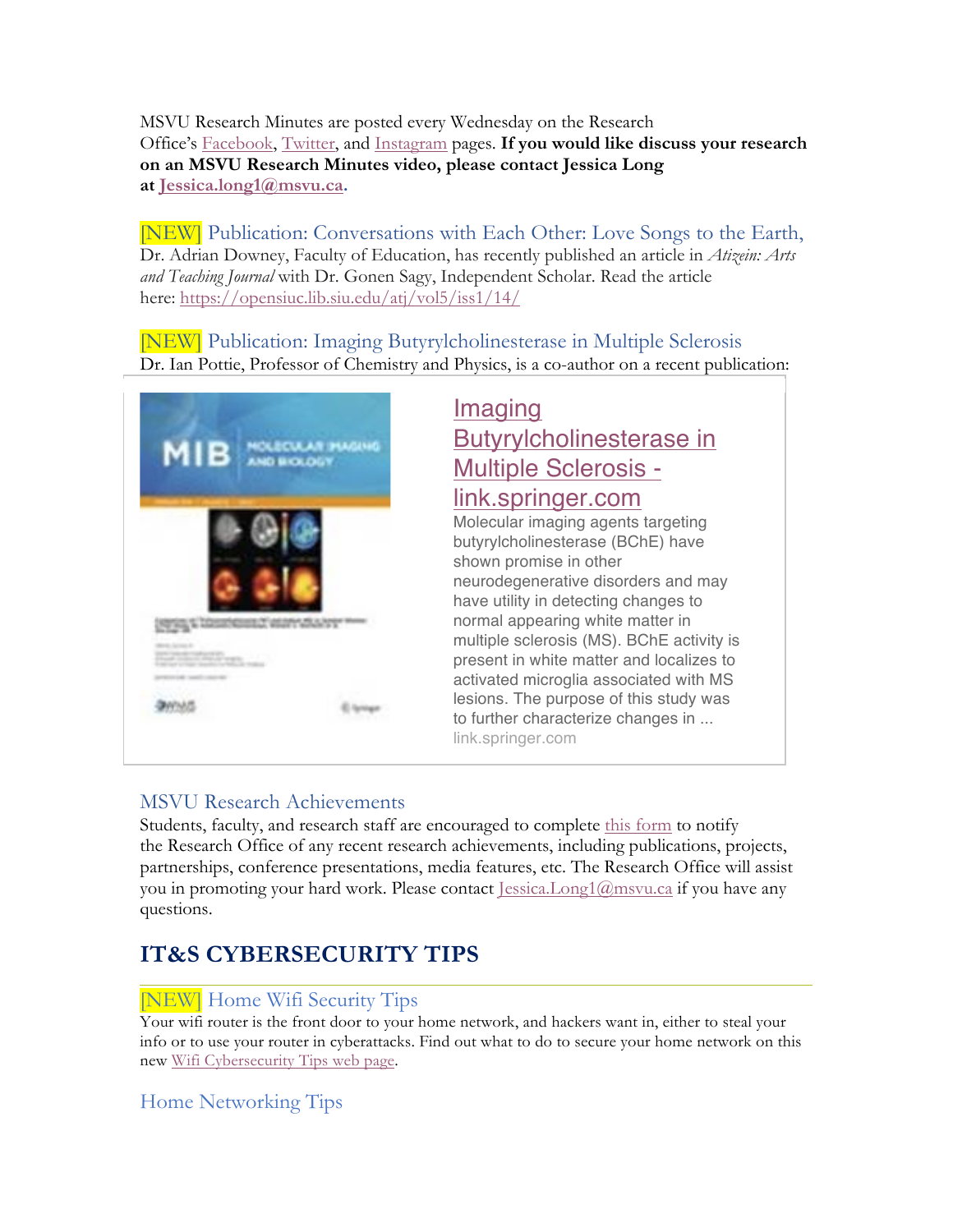MSVU Research Minutes are posted every Wednesday on the Research Office's Facebook, Twitter, and Instagram pages. **If you would like discuss your research on an MSVU Research Minutes video, please contact Jessica Long at Jessica.long1@msvu.ca.**

### [NEW] Publication: Conversations with Each Other: Love Songs to the Earth,

Dr. Adrian Downey, Faculty of Education, has recently published an article in *Atizein: Arts and Teaching Journal* with Dr. Gonen Sagy, Independent Scholar. Read the article here: https://opensiuc.lib.siu.edu/atj/vol5/iss1/14/

### [NEW] Publication: Imaging Butyrylcholinesterase in Multiple Sclerosis

Dr. Ian Pottie, Professor of Chemistry and Physics, is a co-author on a recent publication:

**Imaging Butyrylcholinesterase in Multiple Sclerosis - link.springer.com**

Molecular imaging agents targeting butyrylcholinesterase (BChE) have shown promise in other neurodegenerative disorders and may have utility in detecting changes to normal appearing white matter in multiple sclerosis (MS). BChE activity is present in white matter and localizes to activated microglia associated with MS lesions. The purpose of this study was to further characterize changes in ...

link.springer.com

### MSVU Research Achievements

Students, faculty, and research staff are encouraged to complete this form to notify the Research Office of any recent research achievements, including publications, projects, partnerships, conference presentations, media features, etc. The Research Office will assist you in promoting your hard work. Please contact Jessica.Long1@msvu.ca if you have any questions.

## IT&S CYBERSECURITY TIPS

### [NEW] Home Wifi Security Tips

Your wifi router is the front door to your home network, and hackers want in, either to steal your info or to use your router in cyberattacks. Find out what to do to secure your home network on this new Wifi Cybersecurity Tips web page.

### Home Networking Tips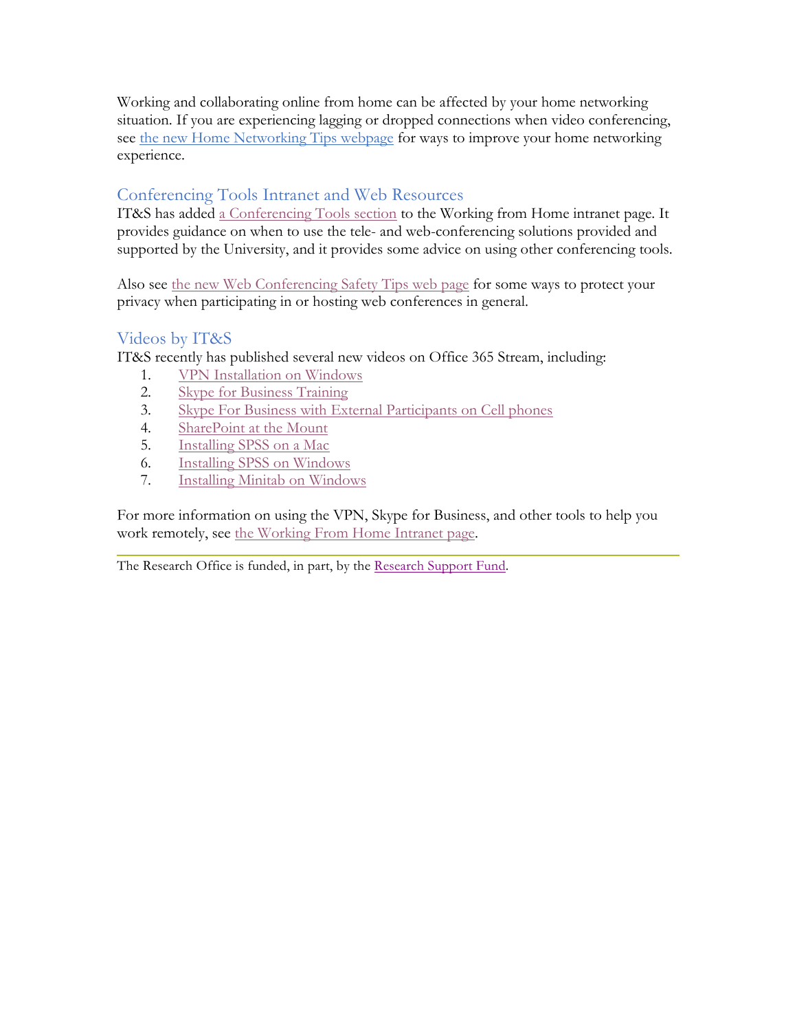Working and collaborating online from home can be affected by your home networking situation. If you are experiencing lagging or dropped connections when video conferencing, see the new Home Networking Tips webpage for ways to improve your home networking experience.

## Conferencing Tools Intranet and Web Resources

IT&S has added a Conferencing Tools section to the Working from Home intranet page. It provides guidance on when to use the tele- and web-conferencing solutions provided and supported by the University, and it provides some advice on using other conferencing tools.

Also see the new Web Conferencing Safety Tips web page for some ways to protect your privacy when participating in or hosting web conferences in general.

## Videos by IT&S

IT&S recently has published several new videos on Office 365 Stream, including:

1. VPN Installation on Windows
2. Skype for Business Training
3. Skype For Business with External Participants on Cell phones
4. SharePoint at the Mount
5. Installing SPSS on a Mac
6. Installing SPSS on Windows
7. Installing Minitab on Windows

For more information on using the VPN, Skype for Business, and other tools to help you work remotely, see the Working From Home Intranet page.

---

The Research Office is funded, in part, by the Research Support Fund.